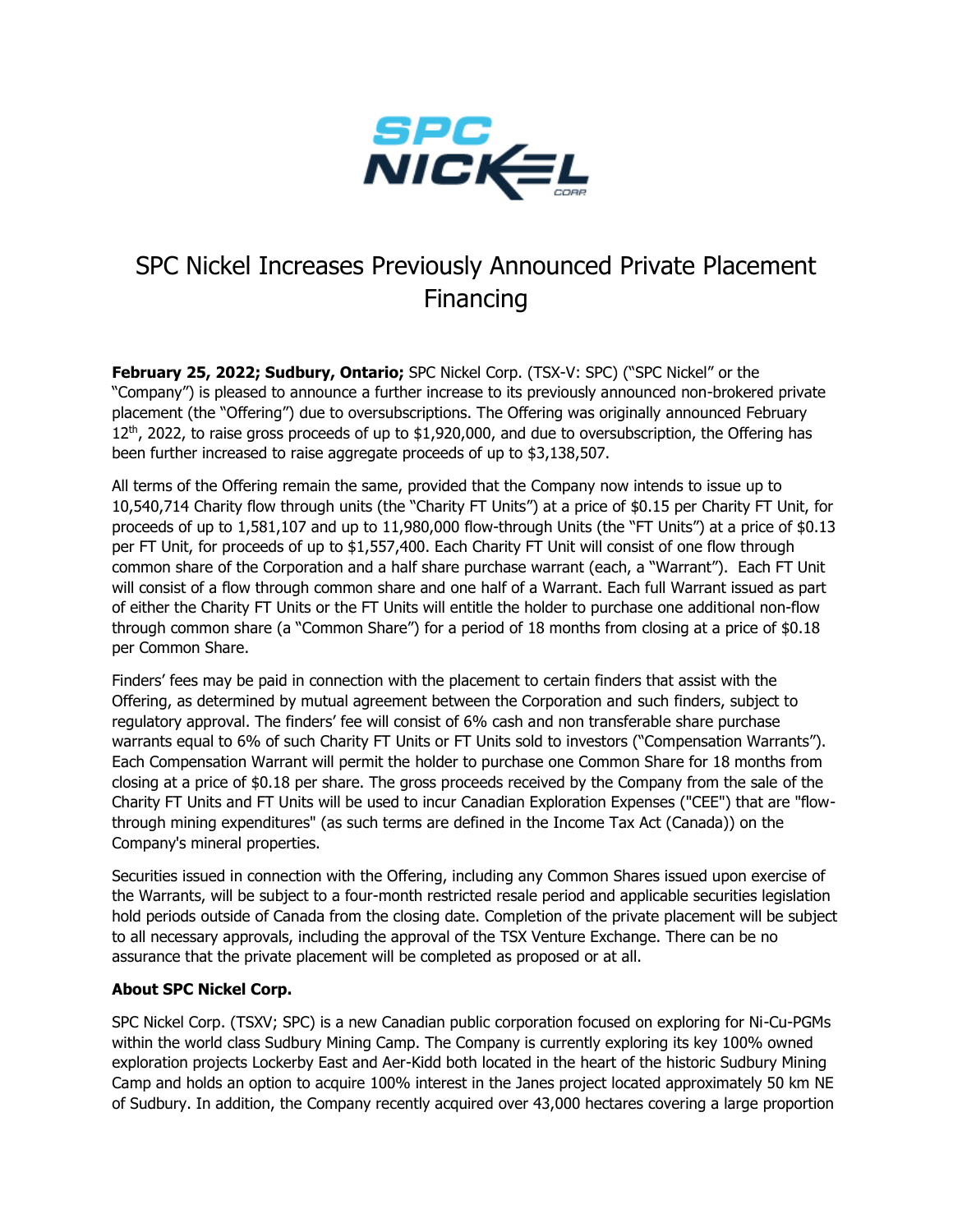# SPC Nickel Increases Previously Announced Private Placement Financing

**February 25, 2022; Sudbury, Ontario;** SPC Nickel Corp. (TSX-V: SPC) ("SPC Nickel" or the "Company") is pleased to announce a further increase to its previously announced non-brokered private placement (the "Offering") due to oversubscriptions. The Offering was originally announced February 12th, 2022, to raise gross proceeds of up to $1,920,000, and due to oversubscription, the Offering has been further increased to raise aggregate proceeds of up to $3,138,507.

All terms of the Offering remain the same, provided that the Company now intends to issue up to 10,540,714 Charity flow through units (the "Charity FT Units") at a price of $0.15 per Charity FT Unit, for proceeds of up to 1,581,107 and up to 11,980,000 flow-through Units (the "FT Units") at a price of $0.13 per FT Unit, for proceeds of up to $1,557,400. Each Charity FT Unit will consist of one flow through common share of the Corporation and a half share purchase warrant (each, a "Warrant"). Each FT Unit will consist of a flow through common share and one half of a Warrant. Each full Warrant issued as part of either the Charity FT Units or the FT Units will entitle the holder to purchase one additional non-flow through common share (a "Common Share") for a period of 18 months from closing at a price of $0.18 per Common Share.

Finders' fees may be paid in connection with the placement to certain finders that assist with the Offering, as determined by mutual agreement between the Corporation and such finders, subject to regulatory approval. The finders' fee will consist of 6% cash and non transferable share purchase warrants equal to 6% of such Charity FT Units or FT Units sold to investors ("Compensation Warrants"). Each Compensation Warrant will permit the holder to purchase one Common Share for 18 months from closing at a price of $0.18 per share. The gross proceeds received by the Company from the sale of the Charity FT Units and FT Units will be used to incur Canadian Exploration Expenses ("CEE") that are "flow-through mining expenditures" (as such terms are defined in the Income Tax Act (Canada)) on the Company's mineral properties.

Securities issued in connection with the Offering, including any Common Shares issued upon exercise of the Warrants, will be subject to a four-month restricted resale period and applicable securities legislation hold periods outside of Canada from the closing date. Completion of the private placement will be subject to all necessary approvals, including the approval of the TSX Venture Exchange. There can be no assurance that the private placement will be completed as proposed or at all.

**About SPC Nickel Corp.**

SPC Nickel Corp. (TSXV; SPC) is a new Canadian public corporation focused on exploring for Ni-Cu-PGMs within the world class Sudbury Mining Camp. The Company is currently exploring its key 100% owned exploration projects Lockerby East and Aer-Kidd both located in the heart of the historic Sudbury Mining Camp and holds an option to acquire 100% interest in the Janes project located approximately 50 km NE of Sudbury. In addition, the Company recently acquired over 43,000 hectares covering a large proportion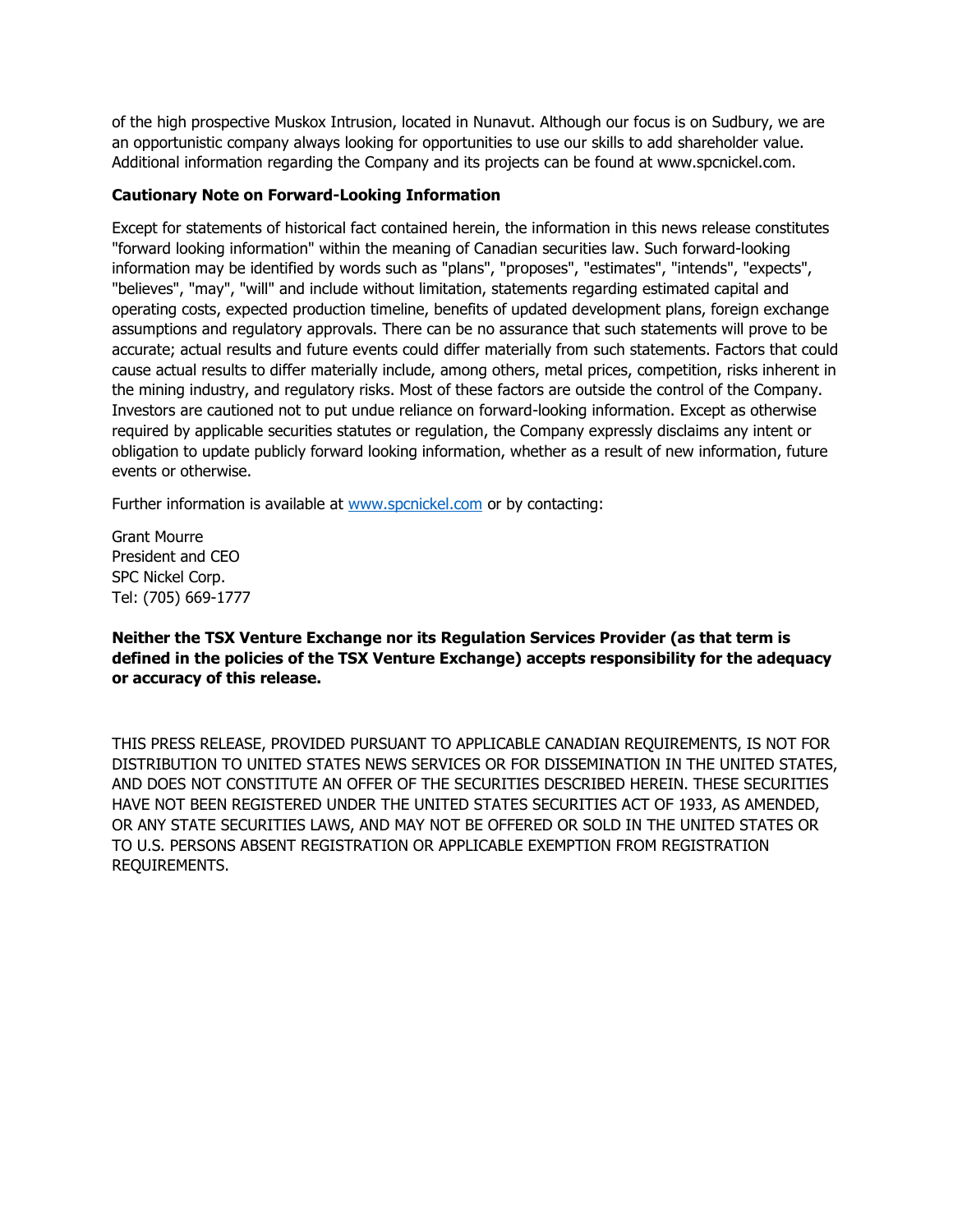of the high prospective Muskox Intrusion, located in Nunavut. Although our focus is on Sudbury, we are an opportunistic company always looking for opportunities to use our skills to add shareholder value. Additional information regarding the Company and its projects can be found at www.spcnickel.com.

**Cautionary Note on Forward-Looking Information**

Except for statements of historical fact contained herein, the information in this news release constitutes "forward looking information" within the meaning of Canadian securities law. Such forward-looking information may be identified by words such as "plans", "proposes", "estimates", "intends", "expects", "believes", "may", "will" and include without limitation, statements regarding estimated capital and operating costs, expected production timeline, benefits of updated development plans, foreign exchange assumptions and regulatory approvals. There can be no assurance that such statements will prove to be accurate; actual results and future events could differ materially from such statements. Factors that could cause actual results to differ materially include, among others, metal prices, competition, risks inherent in the mining industry, and regulatory risks. Most of these factors are outside the control of the Company. Investors are cautioned not to put undue reliance on forward-looking information. Except as otherwise required by applicable securities statutes or regulation, the Company expressly disclaims any intent or obligation to update publicly forward looking information, whether as a result of new information, future events or otherwise.

Further information is available at www.spcnickel.com or by contacting:

Grant Mourre
President and CEO
SPC Nickel Corp.
Tel: (705) 669-1777

**Neither the TSX Venture Exchange nor its Regulation Services Provider (as that term is defined in the policies of the TSX Venture Exchange) accepts responsibility for the adequacy or accuracy of this release.**

THIS PRESS RELEASE, PROVIDED PURSUANT TO APPLICABLE CANADIAN REQUIREMENTS, IS NOT FOR DISTRIBUTION TO UNITED STATES NEWS SERVICES OR FOR DISSEMINATION IN THE UNITED STATES, AND DOES NOT CONSTITUTE AN OFFER OF THE SECURITIES DESCRIBED HEREIN. THESE SECURITIES HAVE NOT BEEN REGISTERED UNDER THE UNITED STATES SECURITIES ACT OF 1933, AS AMENDED, OR ANY STATE SECURITIES LAWS, AND MAY NOT BE OFFERED OR SOLD IN THE UNITED STATES OR TO U.S. PERSONS ABSENT REGISTRATION OR APPLICABLE EXEMPTION FROM REGISTRATION REQUIREMENTS.